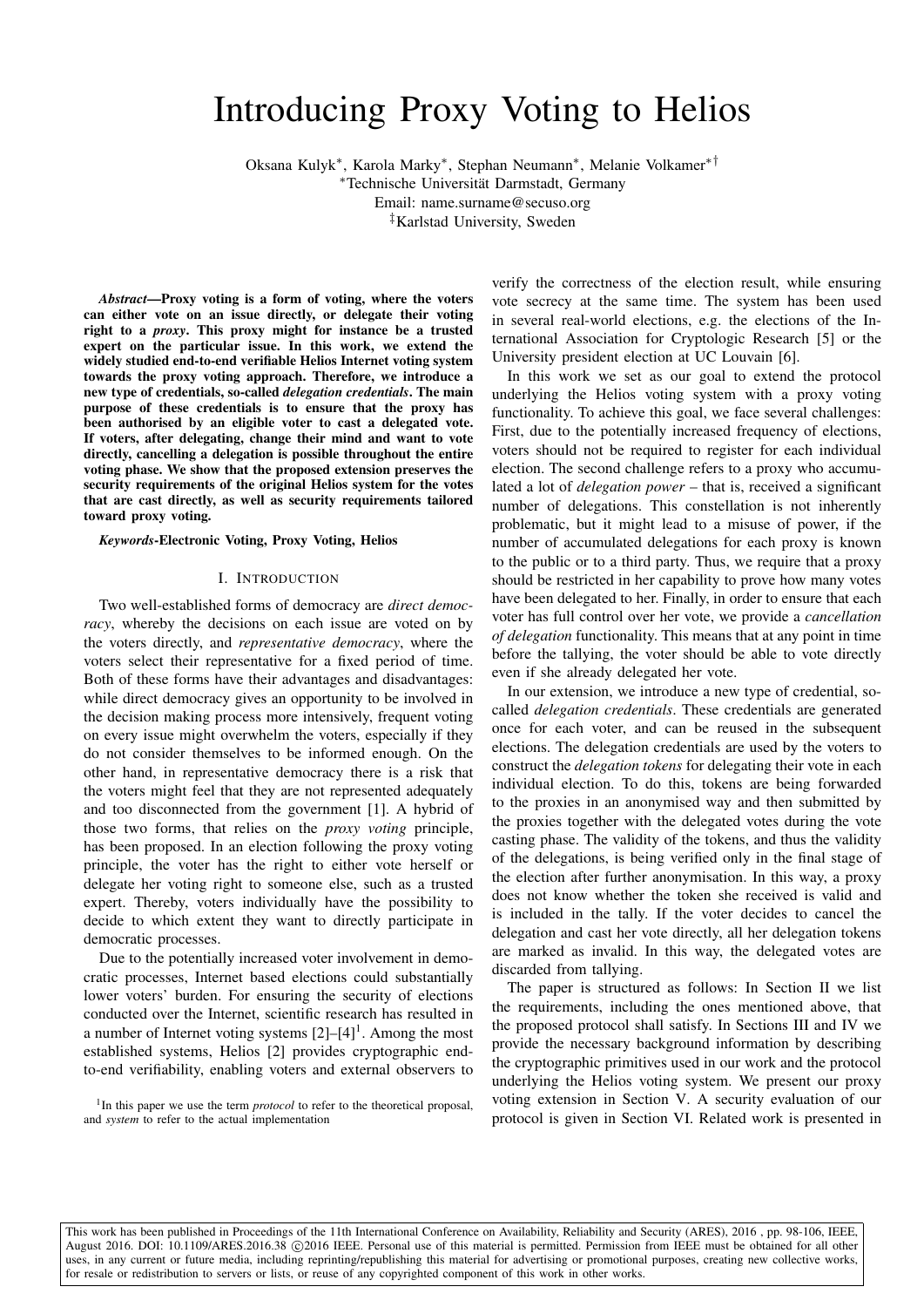# Introducing Proxy Voting to Helios

Oksana Kulyk*, Karola Marky*, Stephan Neumann*, Melanie Volkamer*†

*Technische Universität Darmstadt, Germany

Email: name.surname@secuso.org

‡Karlstad University, Sweden

***Abstract*—Proxy voting is a form of voting, where the voters can either vote on an issue directly, or delegate their voting right to a *proxy*. This proxy might for instance be a trusted expert on the particular issue. In this work, we extend the widely studied end-to-end verifiable Helios Internet voting system towards the proxy voting approach. Therefore, we introduce a new type of credentials, so-called *delegation credentials*. The main purpose of these credentials is to ensure that the proxy has been authorised by an eligible voter to cast a delegated vote. If voters, after delegating, change their mind and want to vote directly, cancelling a delegation is possible throughout the entire voting phase. We show that the proposed extension preserves the security requirements of the original Helios system for the votes that are cast directly, as well as security requirements tailored toward proxy voting.**

***Keywords*-Electronic Voting, Proxy Voting, Helios**

## I. Introduction

Two well-established forms of democracy are *direct democracy*, whereby the decisions on each issue are voted on by the voters directly, and *representative democracy*, where the voters select their representative for a fixed period of time. Both of these forms have their advantages and disadvantages: while direct democracy gives an opportunity to be involved in the decision making process more intensively, frequent voting on every issue might overwhelm the voters, especially if they do not consider themselves to be informed enough. On the other hand, in representative democracy there is a risk that the voters might feel that they are not represented adequately and too disconnected from the government [1]. A hybrid of those two forms, that relies on the *proxy voting* principle, has been proposed. In an election following the proxy voting principle, the voter has the right to either vote herself or delegate her voting right to someone else, such as a trusted expert. Thereby, voters individually have the possibility to decide to which extent they want to directly participate in democratic processes.

Due to the potentially increased voter involvement in democratic processes, Internet based elections could substantially lower voters' burden. For ensuring the security of elections conducted over the Internet, scientific research has resulted in a number of Internet voting systems [2]–[4][1]. Among the most established systems, Helios [2] provides cryptographic end-to-end verifiability, enabling voters and external observers to verify the correctness of the election result, while ensuring vote secrecy at the same time. The system has been used in several real-world elections, e.g. the elections of the International Association for Cryptologic Research [5] or the University president election at UC Louvain [6].

In this work we set as our goal to extend the protocol underlying the Helios voting system with a proxy voting functionality. To achieve this goal, we face several challenges: First, due to the potentially increased frequency of elections, voters should not be required to register for each individual election. The second challenge refers to a proxy who accumulated a lot of *delegation power* – that is, received a significant number of delegations. This constellation is not inherently problematic, but it might lead to a misuse of power, if the number of accumulated delegations for each proxy is known to the public or to a third party. Thus, we require that a proxy should be restricted in her capability to prove how many votes have been delegated to her. Finally, in order to ensure that each voter has full control over her vote, we provide a *cancellation of delegation* functionality. This means that at any point in time before the tallying, the voter should be able to vote directly even if she already delegated her vote.

In our extension, we introduce a new type of credential, so-called *delegation credentials*. These credentials are generated once for each voter, and can be reused in the subsequent elections. The delegation credentials are used by the voters to construct the *delegation tokens* for delegating their vote in each individual election. To do this, tokens are being forwarded to the proxies in an anonymised way and then submitted by the proxies together with the delegated votes during the vote casting phase. The validity of the tokens, and thus the validity of the delegations, is being verified only in the final stage of the election after further anonymisation. In this way, a proxy does not know whether the token she received is valid and is included in the tally. If the voter decides to cancel the delegation and cast her vote directly, all her delegation tokens are marked as invalid. In this way, the delegated votes are discarded from tallying.

The paper is structured as follows: In Section II we list the requirements, including the ones mentioned above, that the proposed protocol shall satisfy. In Sections III and IV we provide the necessary background information by describing the cryptographic primitives used in our work and the protocol underlying the Helios voting system. We present our proxy voting extension in Section V. A security evaluation of our protocol is given in Section VI. Related work is presented in

[1]In this paper we use the term *protocol* to refer to the theoretical proposal, and *system* to refer to the actual implementation

This work has been published in Proceedings of the 11th International Conference on Availability, Reliability and Security (ARES), 2016 , pp. 98-106, IEEE, August 2016. DOI: 10.1109/ARES.2016.38 ©2016 IEEE. Personal use of this material is permitted. Permission from IEEE must be obtained for all other uses, in any current or future media, including reprinting/republishing this material for advertising or promotional purposes, creating new collective works, for resale or redistribution to servers or lists, or reuse of any copyrighted component of this work in other works.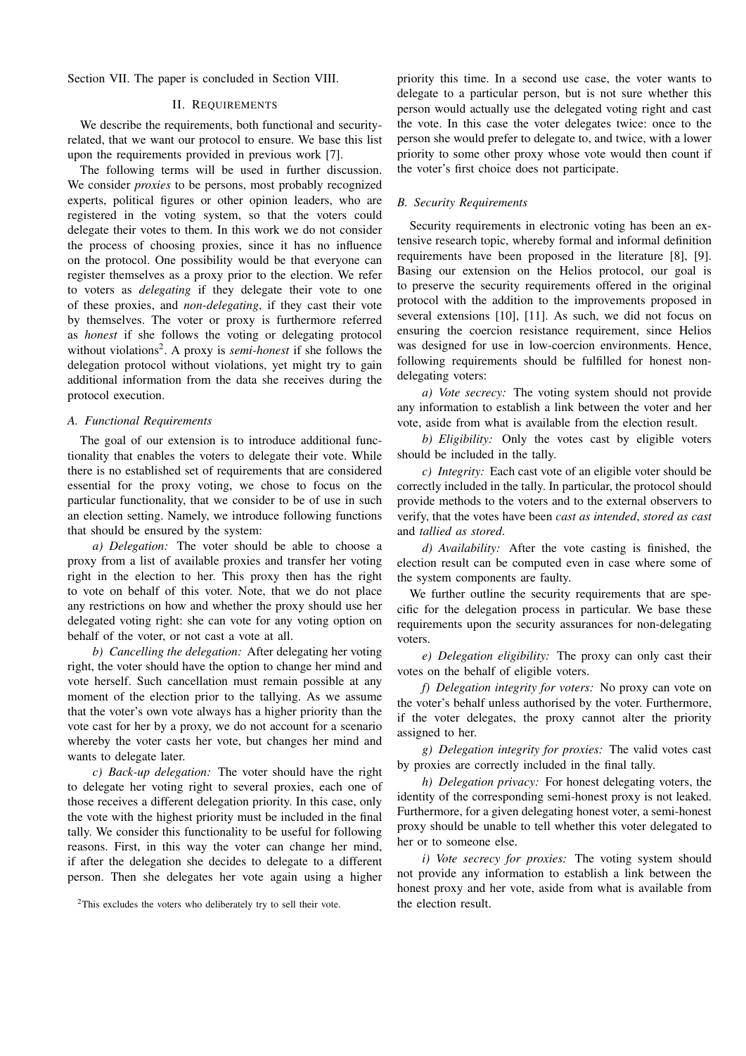Section VII. The paper is concluded in Section VIII.

## II. Requirements

We describe the requirements, both functional and security-related, that we want our protocol to ensure. We base this list upon the requirements provided in previous work [7].

The following terms will be used in further discussion. We consider *proxies* to be persons, most probably recognized experts, political figures or other opinion leaders, who are registered in the voting system, so that the voters could delegate their votes to them. In this work we do not consider the process of choosing proxies, since it has no influence on the protocol. One possibility would be that everyone can register themselves as a proxy prior to the election. We refer to voters as *delegating* if they delegate their vote to one of these proxies, and *non-delegating*, if they cast their vote by themselves. The voter or proxy is furthermore referred as *honest* if she follows the voting or delegating protocol without violations[2]. A proxy is *semi-honest* if she follows the delegation protocol without violations, yet might try to gain additional information from the data she receives during the protocol execution.

### A. Functional Requirements

The goal of our extension is to introduce additional functionality that enables the voters to delegate their vote. While there is no established set of requirements that are considered essential for the proxy voting, we chose to focus on the particular functionality, that we consider to be of use in such an election setting. Namely, we introduce following functions that should be ensured by the system:

*a) Delegation:* The voter should be able to choose a proxy from a list of available proxies and transfer her voting right in the election to her. This proxy then has the right to vote on behalf of this voter. Note, that we do not place any restrictions on how and whether the proxy should use her delegated voting right: she can vote for any voting option on behalf of the voter, or not cast a vote at all.

*b) Cancelling the delegation:* After delegating her voting right, the voter should have the option to change her mind and vote herself. Such cancellation must remain possible at any moment of the election prior to the tallying. As we assume that the voter's own vote always has a higher priority than the vote cast for her by a proxy, we do not account for a scenario whereby the voter casts her vote, but changes her mind and wants to delegate later.

*c) Back-up delegation:* The voter should have the right to delegate her voting right to several proxies, each one of those receives a different delegation priority. In this case, only the vote with the highest priority must be included in the final tally. We consider this functionality to be useful for following reasons. First, in this way the voter can change her mind, if after the delegation she decides to delegate to a different person. Then she delegates her vote again using a higher priority this time. In a second use case, the voter wants to delegate to a particular person, but is not sure whether this person would actually use the delegated voting right and cast the vote. In this case the voter delegates twice: once to the person she would prefer to delegate to, and twice, with a lower priority to some other proxy whose vote would then count if the voter's first choice does not participate.

[2]This excludes the voters who deliberately try to sell their vote.

### B. Security Requirements

Security requirements in electronic voting has been an extensive research topic, whereby formal and informal definition requirements have been proposed in the literature [8], [9]. Basing our extension on the Helios protocol, our goal is to preserve the security requirements offered in the original protocol with the addition to the improvements proposed in several extensions [10], [11]. As such, we did not focus on ensuring the coercion resistance requirement, since Helios was designed for use in low-coercion environments. Hence, following requirements should be fulfilled for honest non-delegating voters:

*a) Vote secrecy:* The voting system should not provide any information to establish a link between the voter and her vote, aside from what is available from the election result.

*b) Eligibility:* Only the votes cast by eligible voters should be included in the tally.

*c) Integrity:* Each cast vote of an eligible voter should be correctly included in the tally. In particular, the protocol should provide methods to the voters and to the external observers to verify, that the votes have been *cast as intended*, *stored as cast* and *tallied as stored*.

*d) Availability:* After the vote casting is finished, the election result can be computed even in case where some of the system components are faulty.

We further outline the security requirements that are specific for the delegation process in particular. We base these requirements upon the security assurances for non-delegating voters.

*e) Delegation eligibility:* The proxy can only cast their votes on the behalf of eligible voters.

*f) Delegation integrity for voters:* No proxy can vote on the voter's behalf unless authorised by the voter. Furthermore, if the voter delegates, the proxy cannot alter the priority assigned to her.

*g) Delegation integrity for proxies:* The valid votes cast by proxies are correctly included in the final tally.

*h) Delegation privacy:* For honest delegating voters, the identity of the corresponding semi-honest proxy is not leaked. Furthermore, for a given delegating honest voter, a semi-honest proxy should be unable to tell whether this voter delegated to her or to someone else.

*i) Vote secrecy for proxies:* The voting system should not provide any information to establish a link between the honest proxy and her vote, aside from what is available from the election result.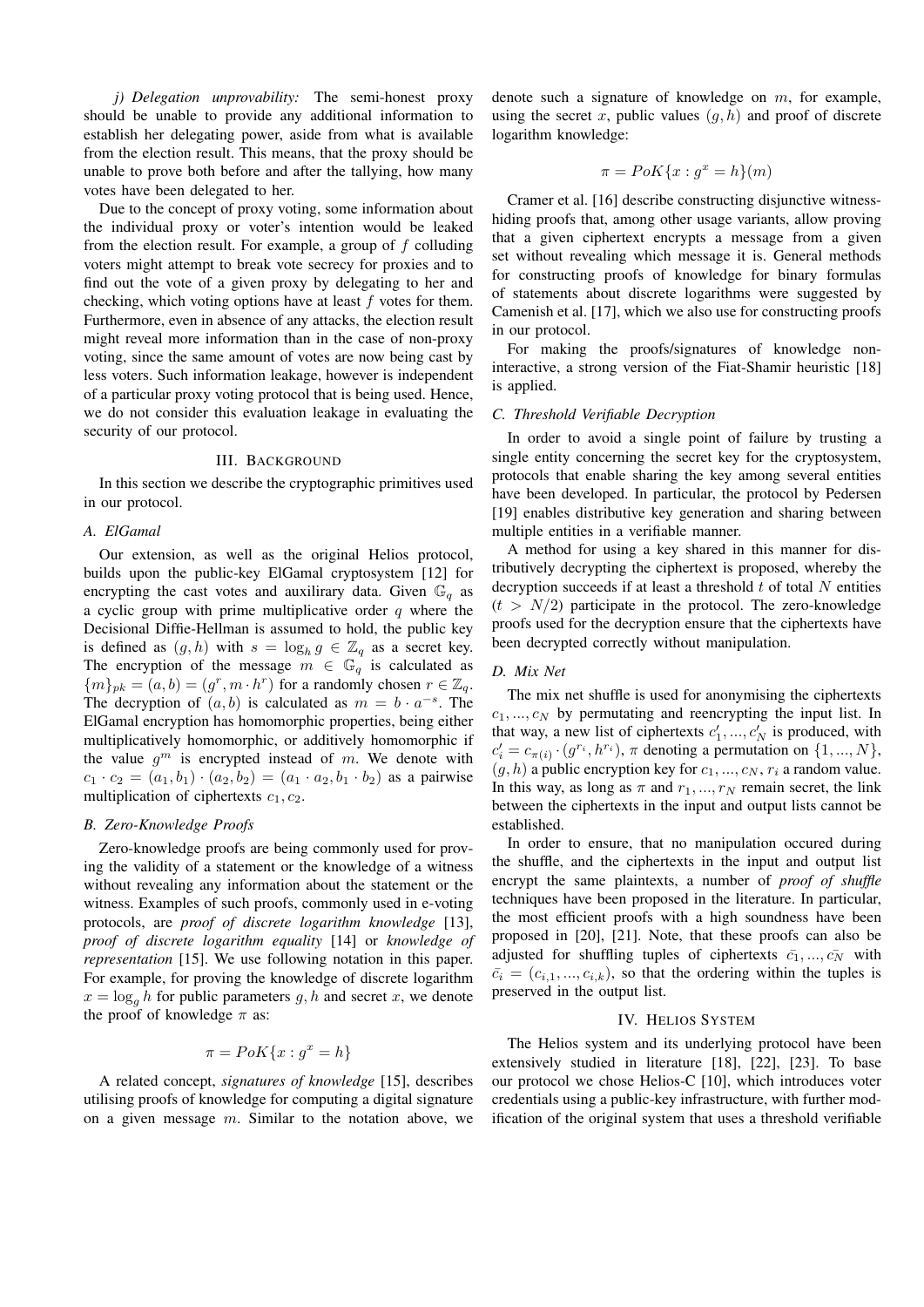*j) Delegation unprovability:* The semi-honest proxy should be unable to provide any additional information to establish her delegating power, aside from what is available from the election result. This means, that the proxy should be unable to prove both before and after the tallying, how many votes have been delegated to her.

Due to the concept of proxy voting, some information about the individual proxy or voter's intention would be leaked from the election result. For example, a group of $f$ colluding voters might attempt to break vote secrecy for proxies and to find out the vote of a given proxy by delegating to her and checking, which voting options have at least $f$ votes for them. Furthermore, even in absence of any attacks, the election result might reveal more information than in the case of non-proxy voting, since the same amount of votes are now being cast by less voters. Such information leakage, however is independent of a particular proxy voting protocol that is being used. Hence, we do not consider this evaluation leakage in evaluating the security of our protocol.

## III. Background

In this section we describe the cryptographic primitives used in our protocol.

### A. ElGamal

Our extension, as well as the original Helios protocol, builds upon the public-key ElGamal cryptosystem [12] for encrypting the cast votes and auxilirary data. Given $\mathbb{G}_q$ as a cyclic group with prime multiplicative order $q$ where the Decisional Diffie-Hellman is assumed to hold, the public key is defined as $(g, h)$ with $s = \log_h g \in \mathbb{Z}_q$ as a secret key. The encryption of the message $m \in \mathbb{G}_q$ is calculated as $\{m\}_{pk} = (a, b) = (g^r, m \cdot h^r)$ for a randomly chosen $r \in \mathbb{Z}_q$. The decryption of $(a, b)$ is calculated as $m = b \cdot a^{-s}$. The ElGamal encryption has homomorphic properties, being either multiplicatively homomorphic, or additively homomorphic if the value $g^m$ is encrypted instead of $m$. We denote with $c_1 \cdot c_2 = (a_1, b_1) \cdot (a_2, b_2) = (a_1 \cdot a_2, b_1 \cdot b_2)$ as a pairwise multiplication of ciphertexts $c_1, c_2$.

### B. Zero-Knowledge Proofs

Zero-knowledge proofs are being commonly used for proving the validity of a statement or the knowledge of a witness without revealing any information about the statement or the witness. Examples of such proofs, commonly used in e-voting protocols, are *proof of discrete logarithm knowledge* [13], *proof of discrete logarithm equality* [14] or *knowledge of representation* [15]. We use following notation in this paper. For example, for proving the knowledge of discrete logarithm $x = \log_g h$ for public parameters $g, h$ and secret $x$, we denote the proof of knowledge $\pi$ as:

$$\pi = PoK\{x : g^x = h\}$$

A related concept, *signatures of knowledge* [15], describes utilising proofs of knowledge for computing a digital signature on a given message $m$. Similar to the notation above, we denote such a signature of knowledge on $m$, for example, using the secret $x$, public values $(g, h)$ and proof of discrete logarithm knowledge:

$$\pi = PoK\{x : g^x = h\}(m)$$

Cramer et al. [16] describe constructing disjunctive witness-hiding proofs that, among other usage variants, allow proving that a given ciphertext encrypts a message from a given set without revealing which message it is. General methods for constructing proofs of knowledge for binary formulas of statements about discrete logarithms were suggested by Camenish et al. [17], which we also use for constructing proofs in our protocol.

For making the proofs/signatures of knowledge non-interactive, a strong version of the Fiat-Shamir heuristic [18] is applied.

### C. Threshold Verifiable Decryption

In order to avoid a single point of failure by trusting a single entity concerning the secret key for the cryptosystem, protocols that enable sharing the key among several entities have been developed. In particular, the protocol by Pedersen [19] enables distributive key generation and sharing between multiple entities in a verifiable manner.

A method for using a key shared in this manner for distributively decrypting the ciphertext is proposed, whereby the decryption succeeds if at least a threshold $t$ of total $N$ entities ($t > N/2$) participate in the protocol. The zero-knowledge proofs used for the decryption ensure that the ciphertexts have been decrypted correctly without manipulation.

### D. Mix Net

The mix net shuffle is used for anonymising the ciphertexts $c_1, ..., c_N$ by permutating and reencrypting the input list. In that way, a new list of ciphertexts $c'_1, ..., c'_N$ is produced, with $c'_i = c_{\pi(i)} \cdot (g^{r_i}, h^{r_i})$, $\pi$ denoting a permutation on $\{1, ..., N\}$, $(g, h)$ a public encryption key for $c_1, ..., c_N$, $r_i$ a random value. In this way, as long as $\pi$ and $r_1, ..., r_N$ remain secret, the link between the ciphertexts in the input and output lists cannot be established.

In order to ensure, that no manipulation occured during the shuffle, and the ciphertexts in the input and output list encrypt the same plaintexts, a number of *proof of shuffle* techniques have been proposed in the literature. In particular, the most efficient proofs with a high soundness have been proposed in [20], [21]. Note, that these proofs can also be adjusted for shuffling tuples of ciphertexts $\bar{c_1}, ..., \bar{c_N}$ with $\bar{c_i} = (c_{i,1}, ..., c_{i,k})$, so that the ordering within the tuples is preserved in the output list.

## IV. Helios System

The Helios system and its underlying protocol have been extensively studied in literature [18], [22], [23]. To base our protocol we chose Helios-C [10], which introduces voter credentials using a public-key infrastructure, with further modification of the original system that uses a threshold verifiable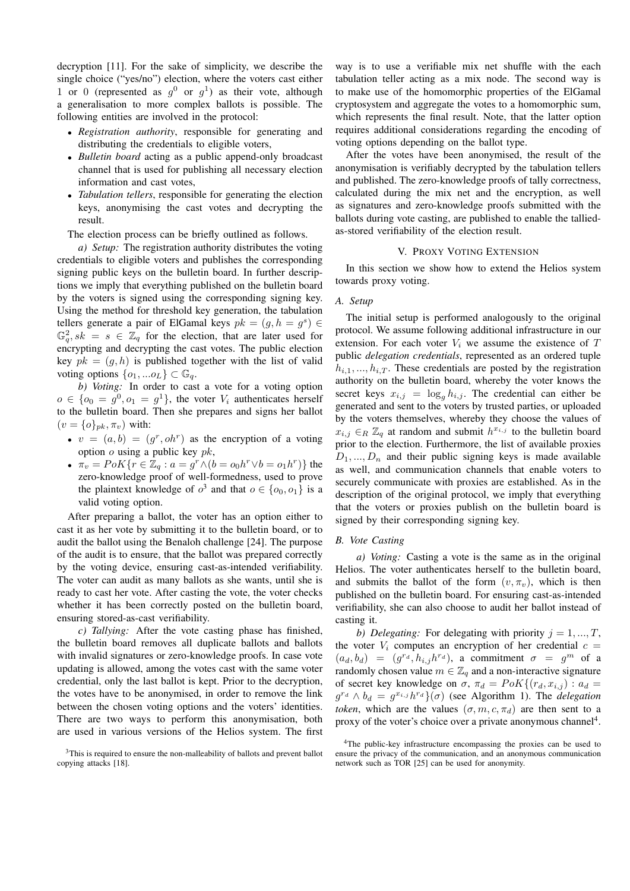decryption [11]. For the sake of simplicity, we describe the single choice ("yes/no") election, where the voters cast either 1 or 0 (represented as $g^0$ or $g^1$) as their vote, although a generalisation to more complex ballots is possible. The following entities are involved in the protocol:

- *Registration authority*, responsible for generating and distributing the credentials to eligible voters,
- *Bulletin board* acting as a public append-only broadcast channel that is used for publishing all necessary election information and cast votes,
- *Tabulation tellers*, responsible for generating the election keys, anonymising the cast votes and decrypting the result.

The election process can be briefly outlined as follows.

*a) Setup:* The registration authority distributes the voting credentials to eligible voters and publishes the corresponding signing public keys on the bulletin board. In further descriptions we imply that everything published on the bulletin board by the voters is signed using the corresponding signing key. Using the method for threshold key generation, the tabulation tellers generate a pair of ElGamal keys $pk = (g, h = g^s) \in \mathbb{G}_q^2, sk = s \in \mathbb{Z}_q$ for the election, that are later used for encrypting and decrypting the cast votes. The public election key $pk = (g, h)$ is published together with the list of valid voting options $\{o_1, ...o_L\} \subset \mathbb{G}_q$.

*b) Voting:* In order to cast a vote for a voting option $o \in \{o_0 = g^0, o_1 = g^1\}$, the voter $V_i$ authenticates herself to the bulletin board. Then she prepares and signs her ballot $(v = \{o\}_{pk}, \pi_v)$ with:

- $v = (a, b) = (g^r, oh^r)$ as the encryption of a voting option $o$ using a public key $pk$,
- $\pi_v = PoK\{r \in \mathbb{Z}_q : a = g^r \wedge (b = o_0 h^r \vee b = o_1 h^r)\}$ the zero-knowledge proof of well-formedness, used to prove the plaintext knowledge of $o$[3] and that $o \in \{o_0, o_1\}$ is a valid voting option.

After preparing a ballot, the voter has an option either to cast it as her vote by submitting it to the bulletin board, or to audit the ballot using the Benaloh challenge [24]. The purpose of the audit is to ensure, that the ballot was prepared correctly by the voting device, ensuring cast-as-intended verifiability. The voter can audit as many ballots as she wants, until she is ready to cast her vote. After casting the vote, the voter checks whether it has been correctly posted on the bulletin board, ensuring stored-as-cast verifiability.

*c) Tallying:* After the vote casting phase has finished, the bulletin board removes all duplicate ballots and ballots with invalid signatures or zero-knowledge proofs. In case vote updating is allowed, among the votes cast with the same voter credential, only the last ballot is kept. Prior to the decryption, the votes have to be anonymised, in order to remove the link between the chosen voting options and the voters' identities. There are two ways to perform this anonymisation, both are used in various versions of the Helios system. The first way is to use a verifiable mix net shuffle with the each tabulation teller acting as a mix node. The second way is to make use of the homomorphic properties of the ElGamal cryptosystem and aggregate the votes to a homomorphic sum, which represents the final result. Note, that the latter option requires additional considerations regarding the encoding of voting options depending on the ballot type.

After the votes have been anonymised, the result of the anonymisation is verifiably decrypted by the tabulation tellers and published. The zero-knowledge proofs of tally correctness, calculated during the mix net and the encryption, as well as signatures and zero-knowledge proofs submitted with the ballots during vote casting, are published to enable the tallied-as-stored verifiability of the election result.

## V. Proxy Voting Extension

In this section we show how to extend the Helios system towards proxy voting.

### A. Setup

The initial setup is performed analogously to the original protocol. We assume following additional infrastructure in our extension. For each voter $V_i$ we assume the existence of $T$ public *delegation credentials*, represented as an ordered tuple $h_{i,1}, ..., h_{i,T}$. These credentials are posted by the registration authority on the bulletin board, whereby the voter knows the secret keys $x_{i,j} = \log_g h_{i,j}$. The credential can either be generated and sent to the voters by trusted parties, or uploaded by the voters themselves, whereby they choose the values of $x_{i,j} \in_R \mathbb{Z}_q$ at random and submit $h^{x_{i,j}}$ to the bulletin board prior to the election. Furthermore, the list of available proxies $D_1, ..., D_n$ and their public signing keys is made available as well, and communication channels that enable voters to securely communicate with proxies are established. As in the description of the original protocol, we imply that everything that the voters or proxies publish on the bulletin board is signed by their corresponding signing key.

### B. Vote Casting

*a) Voting:* Casting a vote is the same as in the original Helios. The voter authenticates herself to the bulletin board, and submits the ballot of the form $(v, \pi_v)$, which is then published on the bulletin board. For ensuring cast-as-intended verifiability, she can also choose to audit her ballot instead of casting it.

*b) Delegating:* For delegating with priority $j = 1, ..., T$, the voter $V_i$ computes an encryption of her credential $c = (a_d, b_d) = (g^{r_d}, h_{i,j} h^{r_d})$, a commitment $\sigma = g^m$ of a randomly chosen value $m \in \mathbb{Z}_q$ and a non-interactive signature of secret key knowledge on $\sigma$, $\pi_d = PoK\{(r_d, x_{i,j}) : a_d = g^{r_d} \wedge b_d = g^{x_{i,j}} h^{r_d}\}(\sigma)$ (see Algorithm 1). The *delegation token*, which are the values $(\sigma, m, c, \pi_d)$ are then sent to a proxy of the voter's choice over a private anonymous channel[4].

[3] This is required to ensure the non-malleability of ballots and prevent ballot copying attacks [18].

[4] The public-key infrastructure encompassing the proxies can be used to ensure the privacy of the communication, and an anonymous communication network such as TOR [25] can be used for anonymity.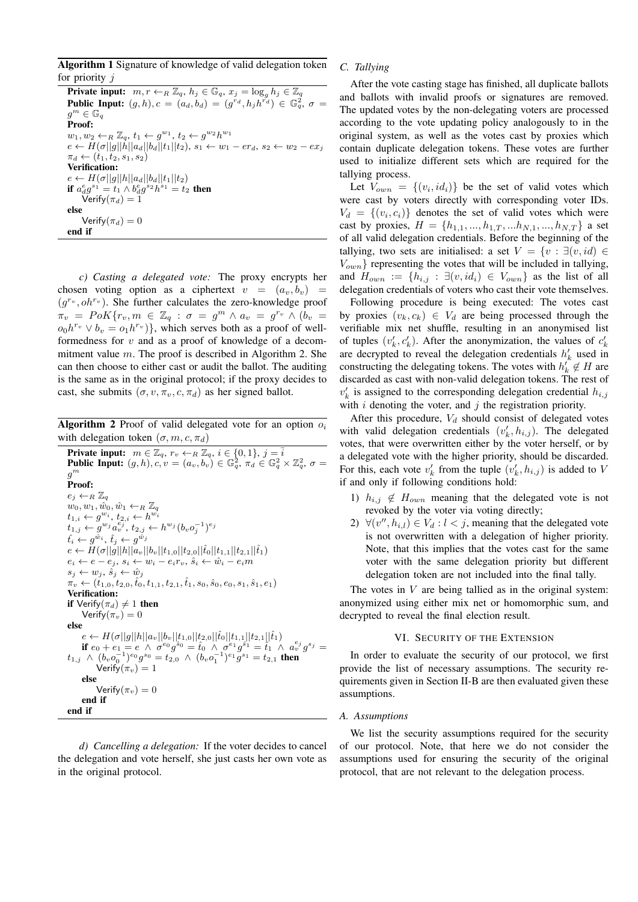**Algorithm 1** Signature of knowledge of valid delegation token for priority $j$

**Private input:** $m, r \leftarrow_R \mathbb{Z}_q$, $h_j \in \mathbb{G}_q$, $x_j = \log_g h_j \in \mathbb{Z}_q$
**Public Input:** $(g, h), c = (a_d, b_d) = (g^{r_d}, h_j h^{r_d}) \in \mathbb{G}_q^2$, $\sigma = g^m \in \mathbb{G}_q$
**Proof:**
$w_1, w_2 \leftarrow_R \mathbb{Z}_q$, $t_1 \leftarrow g^{w_1}$, $t_2 \leftarrow g^{w_2} h^{w_1}$
$e \leftarrow H(\sigma||g||h||a_d||b_d||t_1||t_2)$, $s_1 \leftarrow w_1 - er_d$, $s_2 \leftarrow w_2 - ex_j$
$\pi_d \leftarrow (t_1, t_2, s_1, s_2)$
**Verification:**
$e \leftarrow H(\sigma||g||h||a_d||b_d||t_1||t_2)$
**if** $a_d^e g^{s_1} = t_1 \wedge b_d^e g^{s_2} h^{s_1} = t_2$ **then**
  $\mathsf{Verify}(\pi_d) = 1$
**else**
  $\mathsf{Verify}(\pi_d) = 0$
**end if**

*c) Casting a delegated vote:* The proxy encrypts her chosen voting option as a ciphertext $v = (a_v, b_v) = (g^{r_v}, oh^{r_v})$. She further calculates the zero-knowledge proof $\pi_v = PoK\{r_v, m \in \mathbb{Z}_q : \sigma = g^m \wedge a_v = g^{r_v} \wedge (b_v = o_0 h^{r_v} \vee b_v = o_1 h^{r_v})\}$, which serves both as a proof of well-formedness for $v$ and as a proof of knowledge of a decommitment value $m$. The proof is described in Algorithm 2. She can then choose to either cast or audit the ballot. The auditing is the same as in the original protocol; if the proxy decides to cast, she submits $(\sigma, v, \pi_v, c, \pi_d)$ as her signed ballot.

**Algorithm 2** Proof of valid delegated vote for an option $o_i$ with delegation token $(\sigma, m, c, \pi_d)$

**Private input:** $m \in \mathbb{Z}_q$, $r_v \leftarrow_R \mathbb{Z}_q$, $i \in \{0, 1\}$, $j = \bar{i}$
**Public Input:** $(g, h), c, v = (a_v, b_v) \in \mathbb{G}_q^2$, $\pi_d \in \mathbb{G}_q^2 \times \mathbb{Z}_q^2$, $\sigma = g^m$
**Proof:**
$e_j \leftarrow_R \mathbb{Z}_q$
$w_0, w_1, \hat{w}_0, \hat{w}_1 \leftarrow_R \mathbb{Z}_q$
$t_{1,i} \leftarrow g^{w_i}$, $t_{2,i} \leftarrow h^{w_i}$
$t_{1,j} \leftarrow g^{w_j} a_v^{e_j}$, $t_{2,j} \leftarrow h^{w_j} (b_v o_j^{-1})^{e_j}$
$\hat{t}_i \leftarrow g^{\hat{w}_i}$, $\hat{t}_j \leftarrow g^{\hat{w}_j}$
$e \leftarrow H(\sigma||g||h||a_v||b_v||t_{1,0}||t_{2,0}||\hat{t}_0||t_{1,1}||t_{2,1}||\hat{t}_1)$
$e_i \leftarrow e - e_j$, $s_i \leftarrow w_i - e_i r_v$, $\hat{s}_i \leftarrow \hat{w}_i - e_i m$
$s_j \leftarrow w_j$, $\hat{s}_j \leftarrow \hat{w}_j$
$\pi_v \leftarrow (t_{1,0}, t_{2,0}, \hat{t}_0, t_{1,1}, t_{2,1}, \hat{t}_1, s_0, \hat{s}_0, e_0, s_1, \hat{s}_1, e_1)$
**Verification:**
**if** $\mathsf{Verify}(\pi_d) \neq 1$ **then**
  $\mathsf{Verify}(\pi_v) = 0$
**else**
  $e \leftarrow H(\sigma||g||h||a_v||b_v||t_{1,0}||t_{2,0}||\hat{t}_0||t_{1,1}||t_{2,1}||\hat{t}_1)$
  **if** $e_0 + e_1 = e \wedge \sigma^{e_0} g^{\hat{s}_0} = \hat{t}_0 \wedge \sigma^{e_1} g^{\hat{s}_1} = \hat{t}_1 \wedge a_v^{e_j} g^{s_j} = t_{1,j} \wedge (b_v o_0^{-1})^{e_0} g^{s_0} = t_{2,0} \wedge (b_v o_1^{-1})^{e_1} g^{s_1} = t_{2,1}$ **then**
    $\mathsf{Verify}(\pi_v) = 1$
  **else**
    $\mathsf{Verify}(\pi_v) = 0$
  **end if**
**end if**

*d) Cancelling a delegation:* If the voter decides to cancel the delegation and vote herself, she just casts her own vote as in the original protocol.

### C. Tallying

After the vote casting stage has finished, all duplicate ballots and ballots with invalid proofs or signatures are removed. The updated votes by the non-delegating voters are processed according to the vote updating policy analogously to in the original system, as well as the votes cast by proxies which contain duplicate delegation tokens. These votes are further used to initialize different sets which are required for the tallying process.

Let $V_{own} = \{(v_i, id_i)\}$ be the set of valid votes which were cast by voters directly with corresponding voter IDs. $V_d = \{(v_i, c_i)\}$ denotes the set of valid votes which were cast by proxies, $H = \{h_{1,1}, ..., h_{1,T}, ...h_{N,1}, ..., h_{N,T}\}$ a set of all valid delegation credentials. Before the beginning of the tallying, two sets are initialised: a set $V = \{v : \exists (v, id) \in V_{own}\}$ representing the votes that will be included in tallying, and $H_{own} := \{h_{i,j} : \exists (v, id_i) \in V_{own}\}$ as the list of all delegation credentials of voters who cast their vote themselves.

Following procedure is being executed: The votes cast by proxies $(v_k, c_k) \in V_d$ are being processed through the verifiable mix net shuffle, resulting in an anonymised list of tuples $(v'_k, c'_k)$. After the anonymization, the values of $c'_k$ are decrypted to reveal the delegation credentials $h'_k$ used in constructing the delegating tokens. The votes with $h'_k \notin H$ are discarded as cast with non-valid delegation tokens. The rest of $v'_k$ is assigned to the corresponding delegation credential $h_{i,j}$ with $i$ denoting the voter, and $j$ the registration priority.

After this procedure, $V_d$ should consist of delegated votes with valid delegation credentials $(v'_k, h_{i,j})$. The delegated votes, that were overwritten either by the voter herself, or by a delegated vote with the higher priority, should be discarded. For this, each vote $v'_k$ from the tuple $(v'_k, h_{i,j})$ is added to $V$ if and only if following conditions hold:

1) $h_{i,j} \notin H_{own}$ meaning that the delegated vote is not revoked by the voter via voting directly;
2) $\forall (v'', h_{i,l}) \in V_d : l < j$, meaning that the delegated vote is not overwritten with a delegation of higher priority. Note, that this implies that the votes cast for the same voter with the same delegation priority but different delegation token are not included into the final tally.

The votes in $V$ are being tallied as in the original system: anonymized using either mix net or homomorphic sum, and decrypted to reveal the final election result.

## VI. Security of the Extension

In order to evaluate the security of our protocol, we first provide the list of necessary assumptions. The security requirements given in Section II-B are then evaluated given these assumptions.

### A. Assumptions

We list the security assumptions required for the security of our protocol. Note, that here we do not consider the assumptions used for ensuring the security of the original protocol, that are not relevant to the delegation process.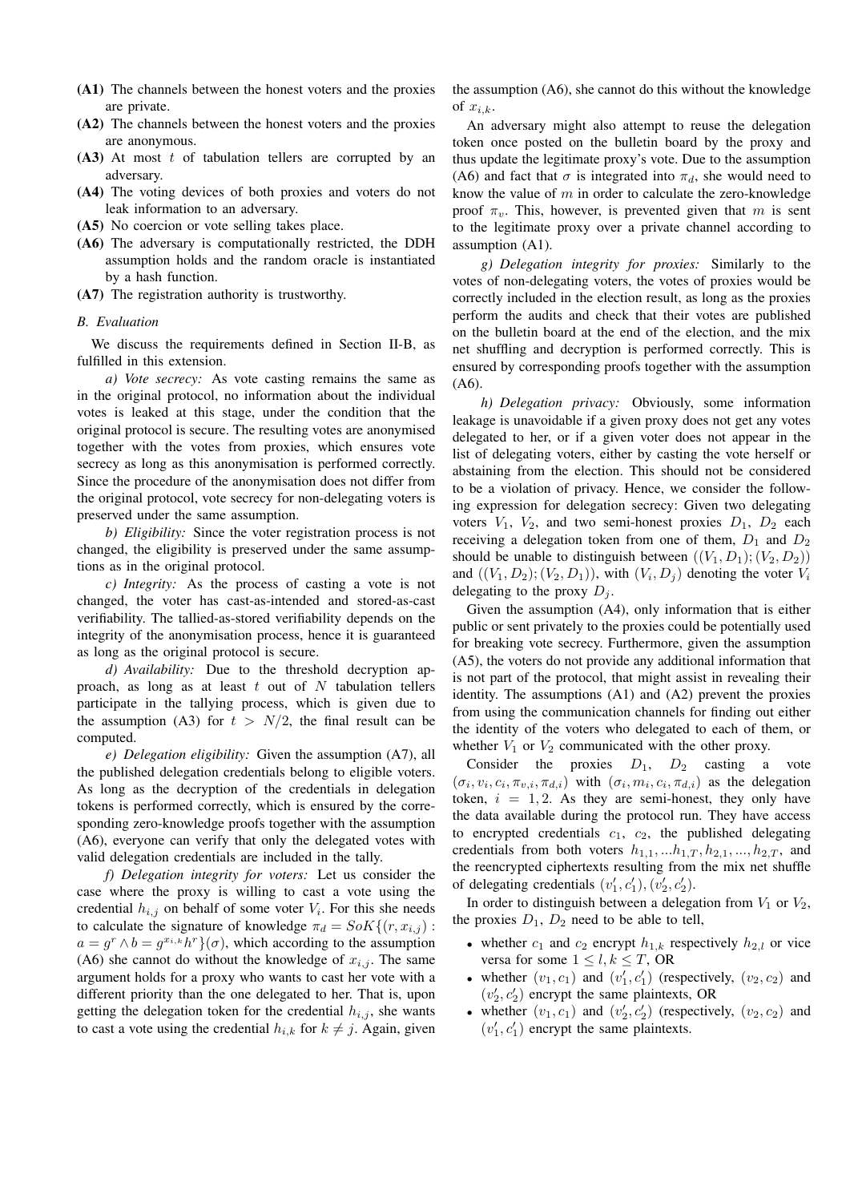**(A1)** The channels between the honest voters and the proxies are private.

**(A2)** The channels between the honest voters and the proxies are anonymous.

**(A3)** At most $t$ of tabulation tellers are corrupted by an adversary.

**(A4)** The voting devices of both proxies and voters do not leak information to an adversary.

**(A5)** No coercion or vote selling takes place.

**(A6)** The adversary is computationally restricted, the DDH assumption holds and the random oracle is instantiated by a hash function.

**(A7)** The registration authority is trustworthy.

### B. Evaluation

We discuss the requirements defined in Section II-B, as fulfilled in this extension.

*a) Vote secrecy:* As vote casting remains the same as in the original protocol, no information about the individual votes is leaked at this stage, under the condition that the original protocol is secure. The resulting votes are anonymised together with the votes from proxies, which ensures vote secrecy as long as this anonymisation is performed correctly. Since the procedure of the anonymisation does not differ from the original protocol, vote secrecy for non-delegating voters is preserved under the same assumption.

*b) Eligibility:* Since the voter registration process is not changed, the eligibility is preserved under the same assumptions as in the original protocol.

*c) Integrity:* As the process of casting a vote is not changed, the voter has cast-as-intended and stored-as-cast verifiability. The tallied-as-stored verifiability depends on the integrity of the anonymisation process, hence it is guaranteed as long as the original protocol is secure.

*d) Availability:* Due to the threshold decryption approach, as long as at least $t$ out of $N$ tabulation tellers participate in the tallying process, which is given due to the assumption (A3) for $t > N/2$, the final result can be computed.

*e) Delegation eligibility:* Given the assumption (A7), all the published delegation credentials belong to eligible voters. As long as the decryption of the credentials in delegation tokens is performed correctly, which is ensured by the corresponding zero-knowledge proofs together with the assumption (A6), everyone can verify that only the delegated votes with valid delegation credentials are included in the tally.

*f) Delegation integrity for voters:* Let us consider the case where the proxy is willing to cast a vote using the credential $h_{i,j}$ on behalf of some voter $V_i$. For this she needs to calculate the signature of knowledge $\pi_d = SoK\{(r, x_{i,j}) : a = g^r \wedge b = g^{x_{i,k}} h^r\}(\sigma)$, which according to the assumption (A6) she cannot do without the knowledge of $x_{i,j}$. The same argument holds for a proxy who wants to cast her vote with a different priority than the one delegated to her. That is, upon getting the delegation token for the credential $h_{i,j}$, she wants to cast a vote using the credential $h_{i,k}$ for $k \neq j$. Again, given the assumption (A6), she cannot do this without the knowledge of $x_{i,k}$.

An adversary might also attempt to reuse the delegation token once posted on the bulletin board by the proxy and thus update the legitimate proxy's vote. Due to the assumption (A6) and fact that $\sigma$ is integrated into $\pi_d$, she would need to know the value of $m$ in order to calculate the zero-knowledge proof $\pi_v$. This, however, is prevented given that $m$ is sent to the legitimate proxy over a private channel according to assumption (A1).

*g) Delegation integrity for proxies:* Similarly to the votes of non-delegating voters, the votes of proxies would be correctly included in the election result, as long as the proxies perform the audits and check that their votes are published on the bulletin board at the end of the election, and the mix net shuffling and decryption is performed correctly. This is ensured by corresponding proofs together with the assumption (A6).

*h) Delegation privacy:* Obviously, some information leakage is unavoidable if a given proxy does not get any votes delegated to her, or if a given voter does not appear in the list of delegating voters, either by casting the vote herself or abstaining from the election. This should not be considered to be a violation of privacy. Hence, we consider the following expression for delegation secrecy: Given two delegating voters $V_1$, $V_2$, and two semi-honest proxies $D_1$, $D_2$ each receiving a delegation token from one of them, $D_1$ and $D_2$ should be unable to distinguish between $((V_1, D_1); (V_2, D_2))$ and $((V_1, D_2); (V_2, D_1))$, with $(V_i, D_j)$ denoting the voter $V_i$ delegating to the proxy $D_j$.

Given the assumption (A4), only information that is either public or sent privately to the proxies could be potentially used for breaking vote secrecy. Furthermore, given the assumption (A5), the voters do not provide any additional information that is not part of the protocol, that might assist in revealing their identity. The assumptions (A1) and (A2) prevent the proxies from using the communication channels for finding out either the identity of the voters who delegated to each of them, or whether $V_1$ or $V_2$ communicated with the other proxy.

Consider the proxies $D_1$, $D_2$ casting a vote $(\sigma_i, v_i, c_i, \pi_{v,i}, \pi_{d,i})$ with $(\sigma_i, m_i, c_i, \pi_{d,i})$ as the delegation token, $i = 1, 2$. As they are semi-honest, they only have the data available during the protocol run. They have access to encrypted credentials $c_1$, $c_2$, the published delegating credentials from both voters $h_{1,1}, ...h_{1,T}, h_{2,1}, ..., h_{2,T}$, and the reencrypted ciphertexts resulting from the mix net shuffle of delegating credentials $(v'_1, c'_1), (v'_2, c'_2)$.

In order to distinguish between a delegation from $V_1$ or $V_2$, the proxies $D_1$, $D_2$ need to be able to tell,

- whether $c_1$ and $c_2$ encrypt $h_{1,k}$ respectively $h_{2,l}$ or vice versa for some $1 \leq l, k \leq T$, OR
- whether $(v_1, c_1)$ and $(v'_1, c'_1)$ (respectively, $(v_2, c_2)$ and $(v'_2, c'_2)$ encrypt the same plaintexts, OR
- whether $(v_1, c_1)$ and $(v'_2, c'_2)$ (respectively, $(v_2, c_2)$ and $(v'_1, c'_1)$ encrypt the same plaintexts.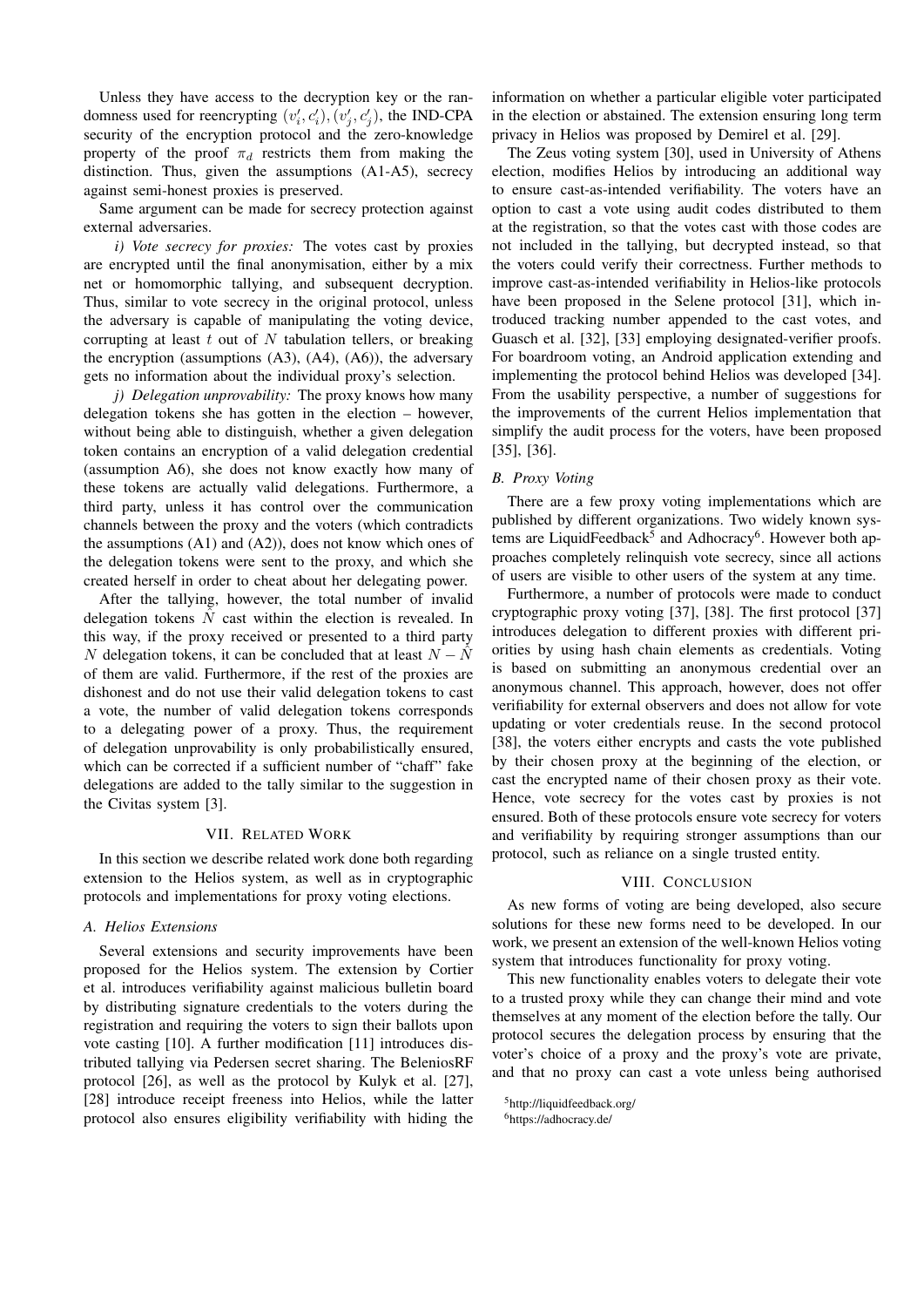Unless they have access to the decryption key or the randomness used for reencrypting $(v'_i, c'_i), (v'_j, c'_j)$, the IND-CPA security of the encryption protocol and the zero-knowledge property of the proof $\pi_d$ restricts them from making the distinction. Thus, given the assumptions (A1-A5), secrecy against semi-honest proxies is preserved.

Same argument can be made for secrecy protection against external adversaries.

*i) Vote secrecy for proxies:* The votes cast by proxies are encrypted until the final anonymisation, either by a mix net or homomorphic tallying, and subsequent decryption. Thus, similar to vote secrecy in the original protocol, unless the adversary is capable of manipulating the voting device, corrupting at least $t$ out of $N$ tabulation tellers, or breaking the encryption (assumptions (A3), (A4), (A6)), the adversary gets no information about the individual proxy's selection.

*j) Delegation unprovability:* The proxy knows how many delegation tokens she has gotten in the election – however, without being able to distinguish, whether a given delegation token contains an encryption of a valid delegation credential (assumption A6), she does not know exactly how many of these tokens are actually valid delegations. Furthermore, a third party, unless it has control over the communication channels between the proxy and the voters (which contradicts the assumptions (A1) and (A2)), does not know which ones of the delegation tokens were sent to the proxy, and which she created herself in order to cheat about her delegating power.

After the tallying, however, the total number of invalid delegation tokens $\hat{N}$ cast within the election is revealed. In this way, if the proxy received or presented to a third party $N$ delegation tokens, it can be concluded that at least $N - \hat{N}$ of them are valid. Furthermore, if the rest of the proxies are dishonest and do not use their valid delegation tokens to cast a vote, the number of valid delegation tokens corresponds to a delegating power of a proxy. Thus, the requirement of delegation unprovability is only probabilistically ensured, which can be corrected if a sufficient number of "chaff" fake delegations are added to the tally similar to the suggestion in the Civitas system [3].

## VII. Related Work

In this section we describe related work done both regarding extension to the Helios system, as well as in cryptographic protocols and implementations for proxy voting elections.

### A. Helios Extensions

Several extensions and security improvements have been proposed for the Helios system. The extension by Cortier et al. introduces verifiability against malicious bulletin board by distributing signature credentials to the voters during the registration and requiring the voters to sign their ballots upon vote casting [10]. A further modification [11] introduces distributed tallying via Pedersen secret sharing. The BeleniosRF protocol [26], as well as the protocol by Kulyk et al. [27], [28] introduce receipt freeness into Helios, while the latter protocol also ensures eligibility verifiability with hiding the information on whether a particular eligible voter participated in the election or abstained. The extension ensuring long term privacy in Helios was proposed by Demirel et al. [29].

The Zeus voting system [30], used in University of Athens election, modifies Helios by introducing an additional way to ensure cast-as-intended verifiability. The voters have an option to cast a vote using audit codes distributed to them at the registration, so that the votes cast with those codes are not included in the tallying, but decrypted instead, so that the voters could verify their correctness. Further methods to improve cast-as-intended verifiability in Helios-like protocols have been proposed in the Selene protocol [31], which introduced tracking number appended to the cast votes, and Guasch et al. [32], [33] employing designated-verifier proofs. For boardroom voting, an Android application extending and implementing the protocol behind Helios was developed [34]. From the usability perspective, a number of suggestions for the improvements of the current Helios implementation that simplify the audit process for the voters, have been proposed [35], [36].

### B. Proxy Voting

There are a few proxy voting implementations which are published by different organizations. Two widely known systems are LiquidFeedback[5] and Adhocracy[6]. However both approaches completely relinquish vote secrecy, since all actions of users are visible to other users of the system at any time.

Furthermore, a number of protocols were made to conduct cryptographic proxy voting [37], [38]. The first protocol [37] introduces delegation to different proxies with different priorities by using hash chain elements as credentials. Voting is based on submitting an anonymous credential over an anonymous channel. This approach, however, does not offer verifiability for external observers and does not allow for vote updating or voter credentials reuse. In the second protocol [38], the voters either encrypts and casts the vote published by their chosen proxy at the beginning of the election, or cast the encrypted name of their chosen proxy as their vote. Hence, vote secrecy for the votes cast by proxies is not ensured. Both of these protocols ensure vote secrecy for voters and verifiability by requiring stronger assumptions than our protocol, such as reliance on a single trusted entity.

## VIII. Conclusion

As new forms of voting are being developed, also secure solutions for these new forms need to be developed. In our work, we present an extension of the well-known Helios voting system that introduces functionality for proxy voting.

This new functionality enables voters to delegate their vote to a trusted proxy while they can change their mind and vote themselves at any moment of the election before the tally. Our protocol secures the delegation process by ensuring that the voter's choice of a proxy and the proxy's vote are private, and that no proxy can cast a vote unless being authorised

[5] http://liquidfeedback.org/

[6] https://adhocracy.de/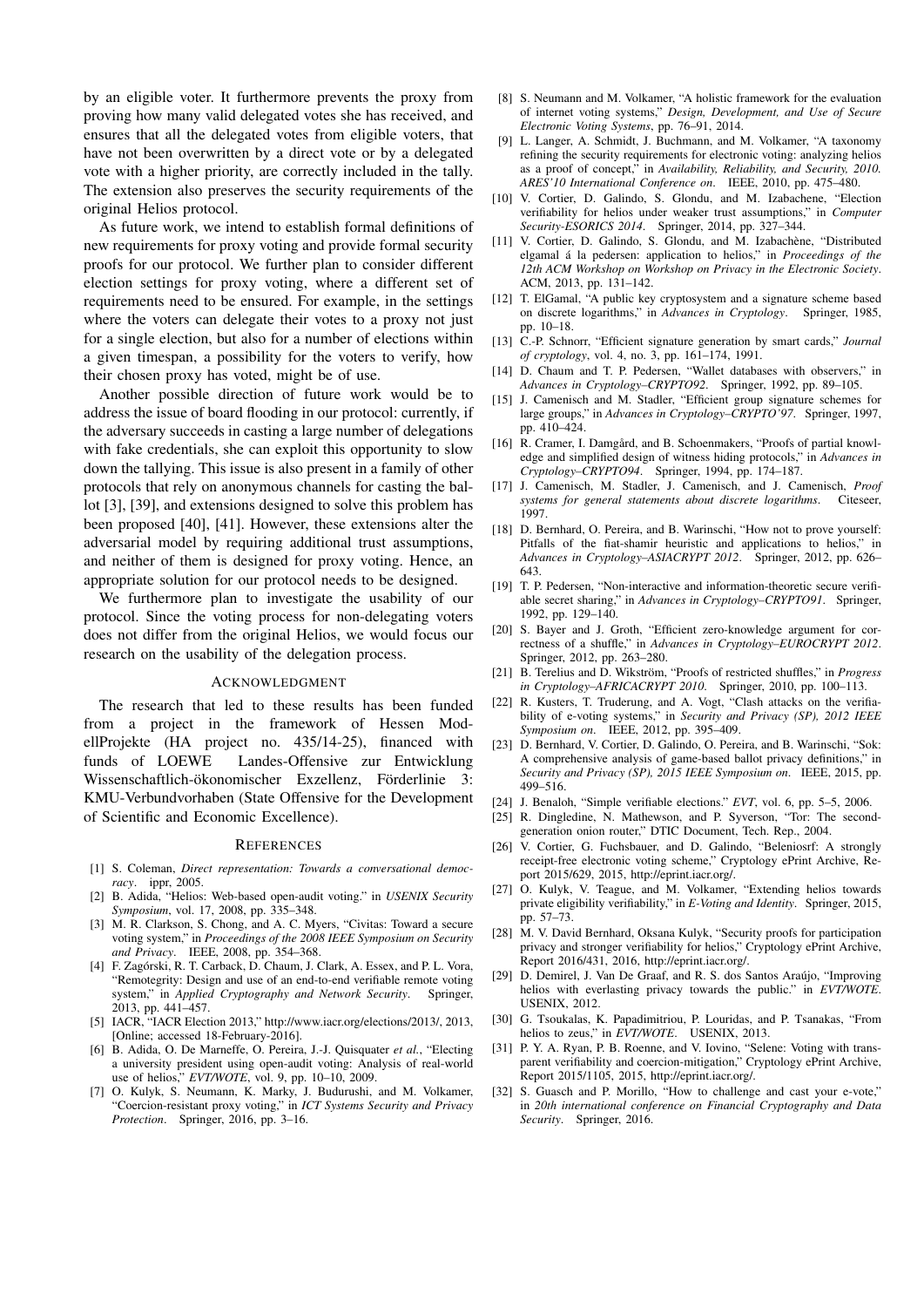by an eligible voter. It furthermore prevents the proxy from proving how many valid delegated votes she has received, and ensures that all the delegated votes from eligible voters, that have not been overwritten by a direct vote or by a delegated vote with a higher priority, are correctly included in the tally. The extension also preserves the security requirements of the original Helios protocol.

As future work, we intend to establish formal definitions of new requirements for proxy voting and provide formal security proofs for our protocol. We further plan to consider different election settings for proxy voting, where a different set of requirements need to be ensured. For example, in the settings where the voters can delegate their votes to a proxy not just for a single election, but also for a number of elections within a given timespan, a possibility for the voters to verify, how their chosen proxy has voted, might be of use.

Another possible direction of future work would be to address the issue of board flooding in our protocol: currently, if the adversary succeeds in casting a large number of delegations with fake credentials, she can exploit this opportunity to slow down the tallying. This issue is also present in a family of other protocols that rely on anonymous channels for casting the ballot [3], [39], and extensions designed to solve this problem has been proposed [40], [41]. However, these extensions alter the adversarial model by requiring additional trust assumptions, and neither of them is designed for proxy voting. Hence, an appropriate solution for our protocol needs to be designed.

We furthermore plan to investigate the usability of our protocol. Since the voting process for non-delegating voters does not differ from the original Helios, we would focus our research on the usability of the delegation process.

## Acknowledgment

The research that led to these results has been funded from a project in the framework of Hessen ModellProjekte (HA project no. 435/14-25), financed with funds of LOEWE Landes-Offensive zur Entwicklung Wissenschaftlich-ökonomischer Exzellenz, Förderlinie 3: KMU-Verbundvorhaben (State Offensive for the Development of Scientific and Economic Excellence).

## References

[1] S. Coleman, *Direct representation: Towards a conversational democracy*. ippr, 2005.

[2] B. Adida, "Helios: Web-based open-audit voting." in *USENIX Security Symposium*, vol. 17, 2008, pp. 335–348.

[3] M. R. Clarkson, S. Chong, and A. C. Myers, "Civitas: Toward a secure voting system," in *Proceedings of the 2008 IEEE Symposium on Security and Privacy*. IEEE, 2008, pp. 354–368.

[4] F. Zagórski, R. T. Carback, D. Chaum, J. Clark, A. Essex, and P. L. Vora, "Remotegrity: Design and use of an end-to-end verifiable remote voting system," in *Applied Cryptography and Network Security*. Springer, 2013, pp. 441–457.

[5] IACR, "IACR Election 2013," http://www.iacr.org/elections/2013/, 2013, [Online; accessed 18-February-2016].

[6] B. Adida, O. De Marneffe, O. Pereira, J.-J. Quisquater *et al.*, "Electing a university president using open-audit voting: Analysis of real-world use of helios," *EVT/WOTE*, vol. 9, pp. 10–10, 2009.

[7] O. Kulyk, S. Neumann, K. Marky, J. Budurushi, and M. Volkamer, "Coercion-resistant proxy voting," in *ICT Systems Security and Privacy Protection*. Springer, 2016, pp. 3–16.

[8] S. Neumann and M. Volkamer, "A holistic framework for the evaluation of internet voting systems," *Design, Development, and Use of Secure Electronic Voting Systems*, pp. 76–91, 2014.

[9] L. Langer, A. Schmidt, J. Buchmann, and M. Volkamer, "A taxonomy refining the security requirements for electronic voting: analyzing helios as a proof of concept," in *Availability, Reliability, and Security, 2010. ARES'10 International Conference on*. IEEE, 2010, pp. 475–480.

[10] V. Cortier, D. Galindo, S. Glondu, and M. Izabachene, "Election verifiability for helios under weaker trust assumptions," in *Computer Security-ESORICS 2014*. Springer, 2014, pp. 327–344.

[11] V. Cortier, D. Galindo, S. Glondu, and M. Izabachène, "Distributed elgamal á la pedersen: application to helios," in *Proceedings of the 12th ACM Workshop on Workshop on Privacy in the Electronic Society*. ACM, 2013, pp. 131–142.

[12] T. ElGamal, "A public key cryptosystem and a signature scheme based on discrete logarithms," in *Advances in Cryptology*. Springer, 1985, pp. 10–18.

[13] C.-P. Schnorr, "Efficient signature generation by smart cards," *Journal of cryptology*, vol. 4, no. 3, pp. 161–174, 1991.

[14] D. Chaum and T. P. Pedersen, "Wallet databases with observers," in *Advances in Cryptology–CRYPTO92*. Springer, 1992, pp. 89–105.

[15] J. Camenisch and M. Stadler, "Efficient group signature schemes for large groups," in *Advances in Cryptology–CRYPTO'97*. Springer, 1997, pp. 410–424.

[16] R. Cramer, I. Damgård, and B. Schoenmakers, "Proofs of partial knowledge and simplified design of witness hiding protocols," in *Advances in Cryptology–CRYPTO94*. Springer, 1994, pp. 174–187.

[17] J. Camenisch, M. Stadler, J. Camenisch, and J. Camenisch, *Proof systems for general statements about discrete logarithms*. Citeseer, 1997.

[18] D. Bernhard, O. Pereira, and B. Warinschi, "How not to prove yourself: Pitfalls of the fiat-shamir heuristic and applications to helios," in *Advances in Cryptology–ASIACRYPT 2012*. Springer, 2012, pp. 626–643.

[19] T. P. Pedersen, "Non-interactive and information-theoretic secure verifiable secret sharing," in *Advances in Cryptology–CRYPTO91*. Springer, 1992, pp. 129–140.

[20] S. Bayer and J. Groth, "Efficient zero-knowledge argument for correctness of a shuffle," in *Advances in Cryptology–EUROCRYPT 2012*. Springer, 2012, pp. 263–280.

[21] B. Terelius and D. Wikström, "Proofs of restricted shuffles," in *Progress in Cryptology–AFRICACRYPT 2010*. Springer, 2010, pp. 100–113.

[22] R. Kusters, T. Truderung, and A. Vogt, "Clash attacks on the verifiability of e-voting systems," in *Security and Privacy (SP), 2012 IEEE Symposium on*. IEEE, 2012, pp. 395–409.

[23] D. Bernhard, V. Cortier, D. Galindo, O. Pereira, and B. Warinschi, "Sok: A comprehensive analysis of game-based ballot privacy definitions," in *Security and Privacy (SP), 2015 IEEE Symposium on*. IEEE, 2015, pp. 499–516.

[24] J. Benaloh, "Simple verifiable elections." *EVT*, vol. 6, pp. 5–5, 2006.

[25] R. Dingledine, N. Mathewson, and P. Syverson, "Tor: The second-generation onion router," DTIC Document, Tech. Rep., 2004.

[26] V. Cortier, G. Fuchsbauer, and D. Galindo, "Beleniosrf: A strongly receipt-free electronic voting scheme," Cryptology ePrint Archive, Report 2015/629, 2015, http://eprint.iacr.org/.

[27] O. Kulyk, V. Teague, and M. Volkamer, "Extending helios towards private eligibility verifiability," in *E-Voting and Identity*. Springer, 2015, pp. 57–73.

[28] M. V. David Bernhard, Oksana Kulyk, "Security proofs for participation privacy and stronger verifiability for helios," Cryptology ePrint Archive, Report 2016/431, 2016, http://eprint.iacr.org/.

[29] D. Demirel, J. Van De Graaf, and R. S. dos Santos Araújo, "Improving helios with everlasting privacy towards the public." in *EVT/WOTE*. USENIX, 2012.

[30] G. Tsoukalas, K. Papadimitriou, P. Louridas, and P. Tsanakas, "From helios to zeus," in *EVT/WOTE*. USENIX, 2013.

[31] P. Y. A. Ryan, P. B. Roenne, and V. Iovino, "Selene: Voting with transparent verifiability and coercion-mitigation," Cryptology ePrint Archive, Report 2015/1105, 2015, http://eprint.iacr.org/.

[32] S. Guasch and P. Morillo, "How to challenge and cast your e-vote," in *20th international conference on Financial Cryptography and Data Security*. Springer, 2016.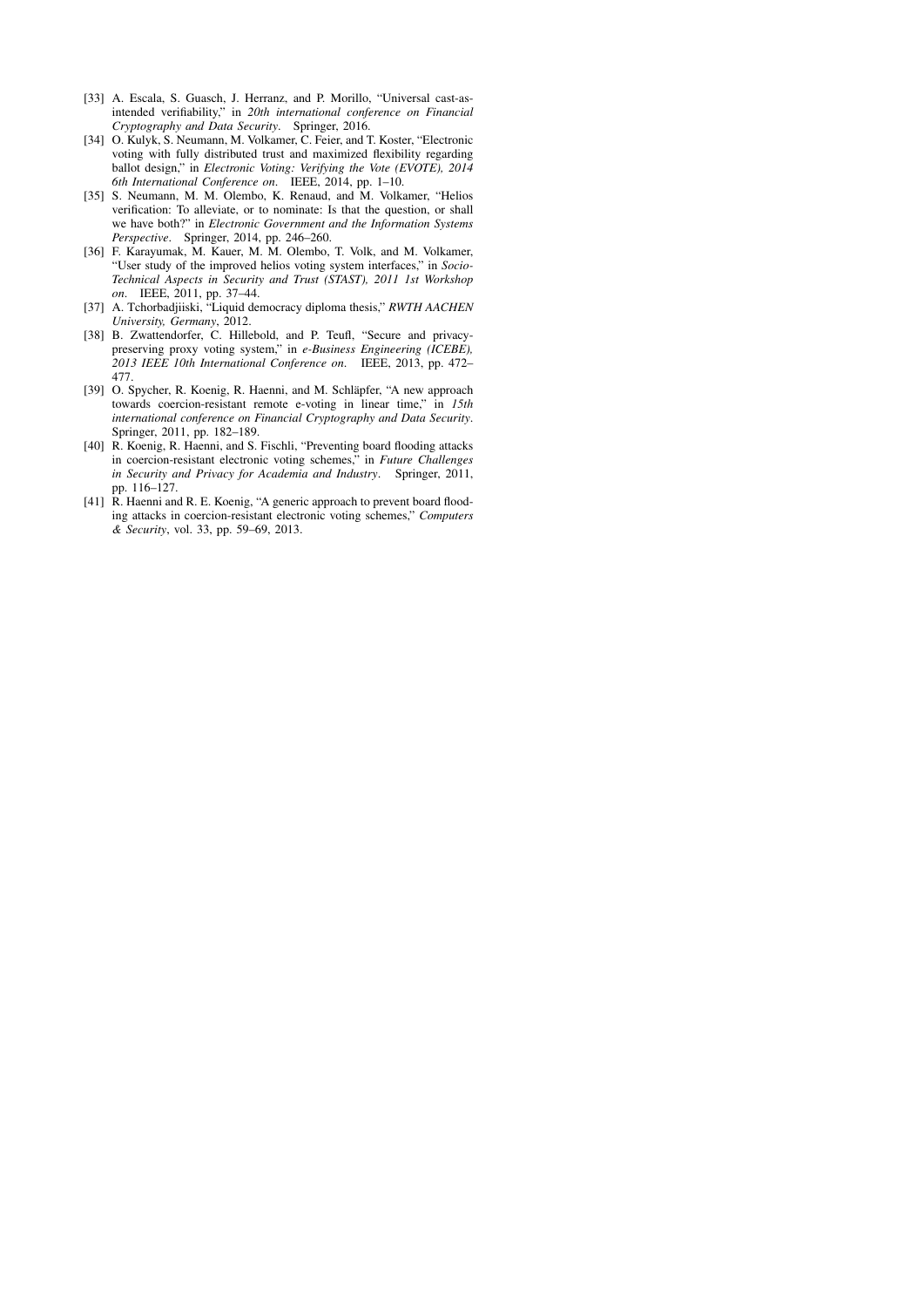[33] A. Escala, S. Guasch, J. Herranz, and P. Morillo, "Universal cast-as-intended verifiability," in *20th international conference on Financial Cryptography and Data Security*. Springer, 2016.

[34] O. Kulyk, S. Neumann, M. Volkamer, C. Feier, and T. Koster, "Electronic voting with fully distributed trust and maximized flexibility regarding ballot design," in *Electronic Voting: Verifying the Vote (EVOTE), 2014 6th International Conference on*. IEEE, 2014, pp. 1–10.

[35] S. Neumann, M. M. Olembo, K. Renaud, and M. Volkamer, "Helios verification: To alleviate, or to nominate: Is that the question, or shall we have both?" in *Electronic Government and the Information Systems Perspective*. Springer, 2014, pp. 246–260.

[36] F. Karayumak, M. Kauer, M. M. Olembo, T. Volk, and M. Volkamer, "User study of the improved helios voting system interfaces," in *Socio-Technical Aspects in Security and Trust (STAST), 2011 1st Workshop on*. IEEE, 2011, pp. 37–44.

[37] A. Tchorbadjiiski, "Liquid democracy diploma thesis," *RWTH AACHEN University, Germany*, 2012.

[38] B. Zwattendorfer, C. Hillebold, and P. Teufl, "Secure and privacy-preserving proxy voting system," in *e-Business Engineering (ICEBE), 2013 IEEE 10th International Conference on*. IEEE, 2013, pp. 472–477.

[39] O. Spycher, R. Koenig, R. Haenni, and M. Schläpfer, "A new approach towards coercion-resistant remote e-voting in linear time," in *15th international conference on Financial Cryptography and Data Security*. Springer, 2011, pp. 182–189.

[40] R. Koenig, R. Haenni, and S. Fischli, "Preventing board flooding attacks in coercion-resistant electronic voting schemes," in *Future Challenges in Security and Privacy for Academia and Industry*. Springer, 2011, pp. 116–127.

[41] R. Haenni and R. E. Koenig, "A generic approach to prevent board flooding attacks in coercion-resistant electronic voting schemes," *Computers & Security*, vol. 33, pp. 59–69, 2013.